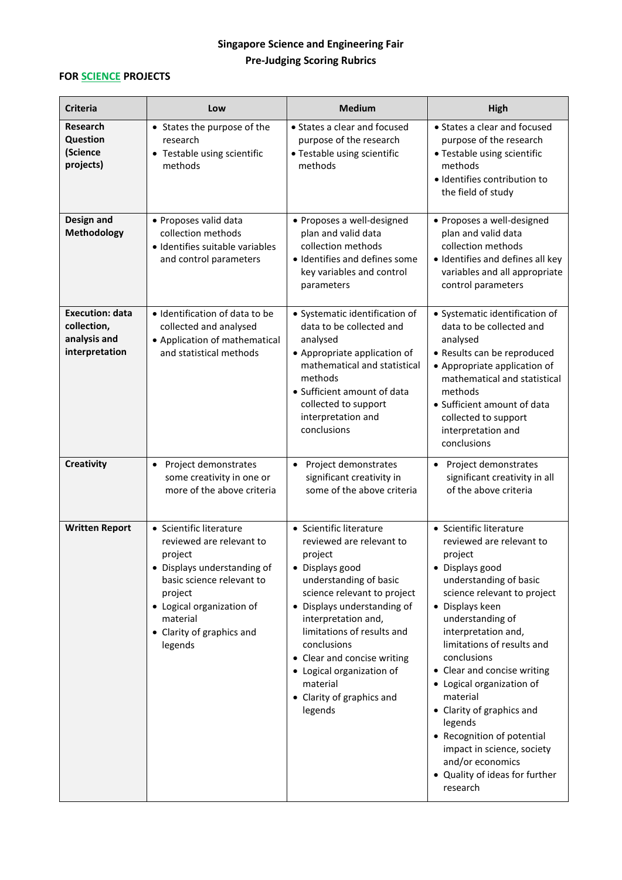**Singapore Science and Engineering Fair**

**Pre-Judging Scoring Rubrics**

**FOR SCIENCE PROJECTS**

| Criteria | Low | Medium | High |
|---|---|---|---|
| **Research Question (Science projects)** | • States the purpose of the research<br>• Testable using scientific methods | • States a clear and focused purpose of the research<br>• Testable using scientific methods | • States a clear and focused purpose of the research<br>• Testable using scientific methods<br>• Identifies contribution to the field of study |
| **Design and Methodology** | • Proposes valid data collection methods<br>• Identifies suitable variables and control parameters | • Proposes a well-designed plan and valid data collection methods<br>• Identifies and defines some key variables and control parameters | • Proposes a well-designed plan and valid data collection methods<br>• Identifies and defines all key variables and all appropriate control parameters |
| **Execution: data collection, analysis and interpretation** | • Identification of data to be collected and analysed<br>• Application of mathematical and statistical methods | • Systematic identification of data to be collected and analysed<br>• Appropriate application of mathematical and statistical methods<br>• Sufficient amount of data collected to support interpretation and conclusions | • Systematic identification of data to be collected and analysed<br>• Results can be reproduced<br>• Appropriate application of mathematical and statistical methods<br>• Sufficient amount of data collected to support interpretation and conclusions |
| **Creativity** | • Project demonstrates some creativity in one or more of the above criteria | • Project demonstrates significant creativity in some of the above criteria | • Project demonstrates significant creativity in all of the above criteria |
| **Written Report** | • Scientific literature reviewed are relevant to project<br>• Displays understanding of basic science relevant to project<br>• Logical organization of material<br>• Clarity of graphics and legends | • Scientific literature reviewed are relevant to project<br>• Displays good understanding of basic science relevant to project<br>• Displays understanding of interpretation and, limitations of results and conclusions<br>• Clear and concise writing<br>• Logical organization of material<br>• Clarity of graphics and legends | • Scientific literature reviewed are relevant to project<br>• Displays good understanding of basic science relevant to project<br>• Displays keen understanding of interpretation and, limitations of results and conclusions<br>• Clear and concise writing<br>• Logical organization of material<br>• Clarity of graphics and legends<br>• Recognition of potential impact in science, society and/or economics<br>• Quality of ideas for further research |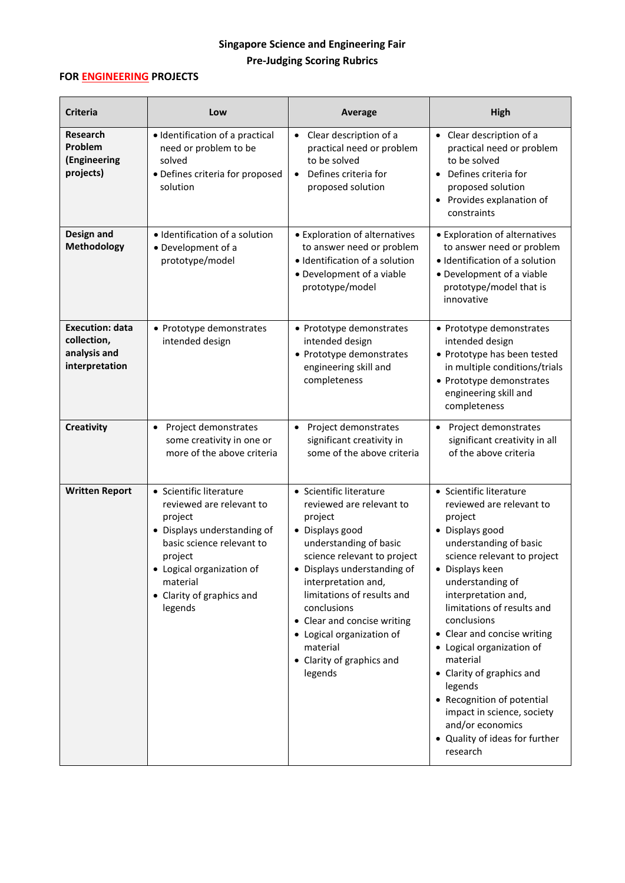**Singapore Science and Engineering Fair**

**Pre-Judging Scoring Rubrics**

**FOR ENGINEERING PROJECTS**

| Criteria | Low | Average | High |
|---|---|---|---|
| **Research Problem (Engineering projects)** | • Identification of a practical need or problem to be solved<br>• Defines criteria for proposed solution | • Clear description of a practical need or problem to be solved<br>• Defines criteria for proposed solution | • Clear description of a practical need or problem to be solved<br>• Defines criteria for proposed solution<br>• Provides explanation of constraints |
| **Design and Methodology** | • Identification of a solution<br>• Development of a prototype/model | • Exploration of alternatives to answer need or problem<br>• Identification of a solution<br>• Development of a viable prototype/model | • Exploration of alternatives to answer need or problem<br>• Identification of a solution<br>• Development of a viable prototype/model that is innovative |
| **Execution: data collection, analysis and interpretation** | • Prototype demonstrates intended design | • Prototype demonstrates intended design<br>• Prototype demonstrates engineering skill and completeness | • Prototype demonstrates intended design<br>• Prototype has been tested in multiple conditions/trials<br>• Prototype demonstrates engineering skill and completeness |
| **Creativity** | • Project demonstrates some creativity in one or more of the above criteria | • Project demonstrates significant creativity in some of the above criteria | • Project demonstrates significant creativity in all of the above criteria |
| **Written Report** | • Scientific literature reviewed are relevant to project<br>• Displays understanding of basic science relevant to project<br>• Logical organization of material<br>• Clarity of graphics and legends | • Scientific literature reviewed are relevant to project<br>• Displays good understanding of basic science relevant to project<br>• Displays understanding of interpretation and, limitations of results and conclusions<br>• Clear and concise writing<br>• Logical organization of material<br>• Clarity of graphics and legends | • Scientific literature reviewed are relevant to project<br>• Displays good understanding of basic science relevant to project<br>• Displays keen understanding of interpretation and, limitations of results and conclusions<br>• Clear and concise writing<br>• Logical organization of material<br>• Clarity of graphics and legends<br>• Recognition of potential impact in science, society and/or economics<br>• Quality of ideas for further research |